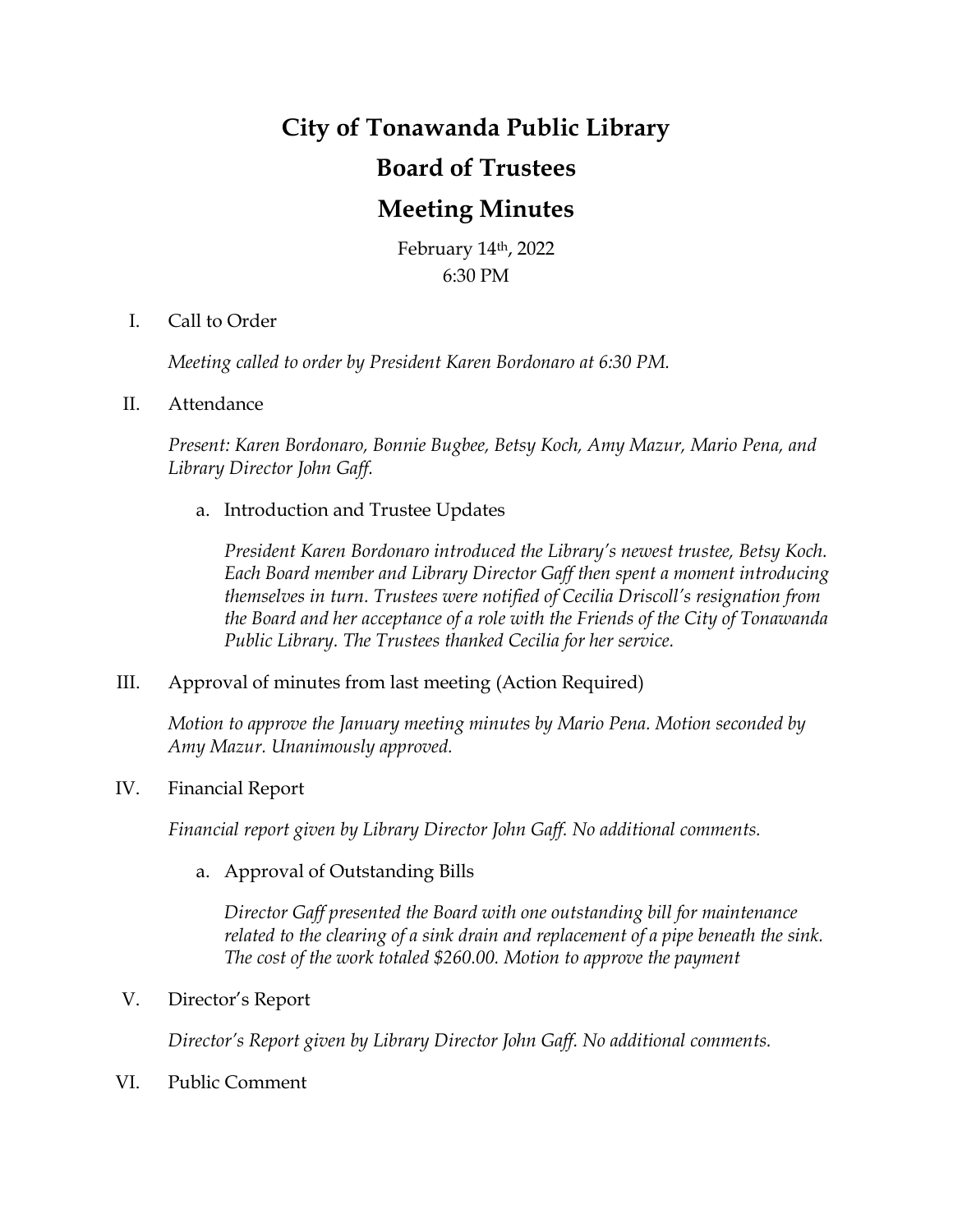# City of Tonawanda Public Library

## Board of Trustees

## Meeting Minutes

February 14th, 2022
6:30 PM

I. Call to Order

*Meeting called to order by President Karen Bordonaro at 6:30 PM.*

II. Attendance

*Present: Karen Bordonaro, Bonnie Bugbee, Betsy Koch, Amy Mazur, Mario Pena, and Library Director John Gaff.*

a. Introduction and Trustee Updates

*President Karen Bordonaro introduced the Library's newest trustee, Betsy Koch. Each Board member and Library Director Gaff then spent a moment introducing themselves in turn. Trustees were notified of Cecilia Driscoll's resignation from the Board and her acceptance of a role with the Friends of the City of Tonawanda Public Library. The Trustees thanked Cecilia for her service.*

III. Approval of minutes from last meeting (Action Required)

*Motion to approve the January meeting minutes by Mario Pena. Motion seconded by Amy Mazur. Unanimously approved.*

IV. Financial Report

*Financial report given by Library Director John Gaff. No additional comments.*

a. Approval of Outstanding Bills

*Director Gaff presented the Board with one outstanding bill for maintenance related to the clearing of a sink drain and replacement of a pipe beneath the sink. The cost of the work totaled $260.00. Motion to approve the payment*

V. Director's Report

*Director's Report given by Library Director John Gaff. No additional comments.*

VI. Public Comment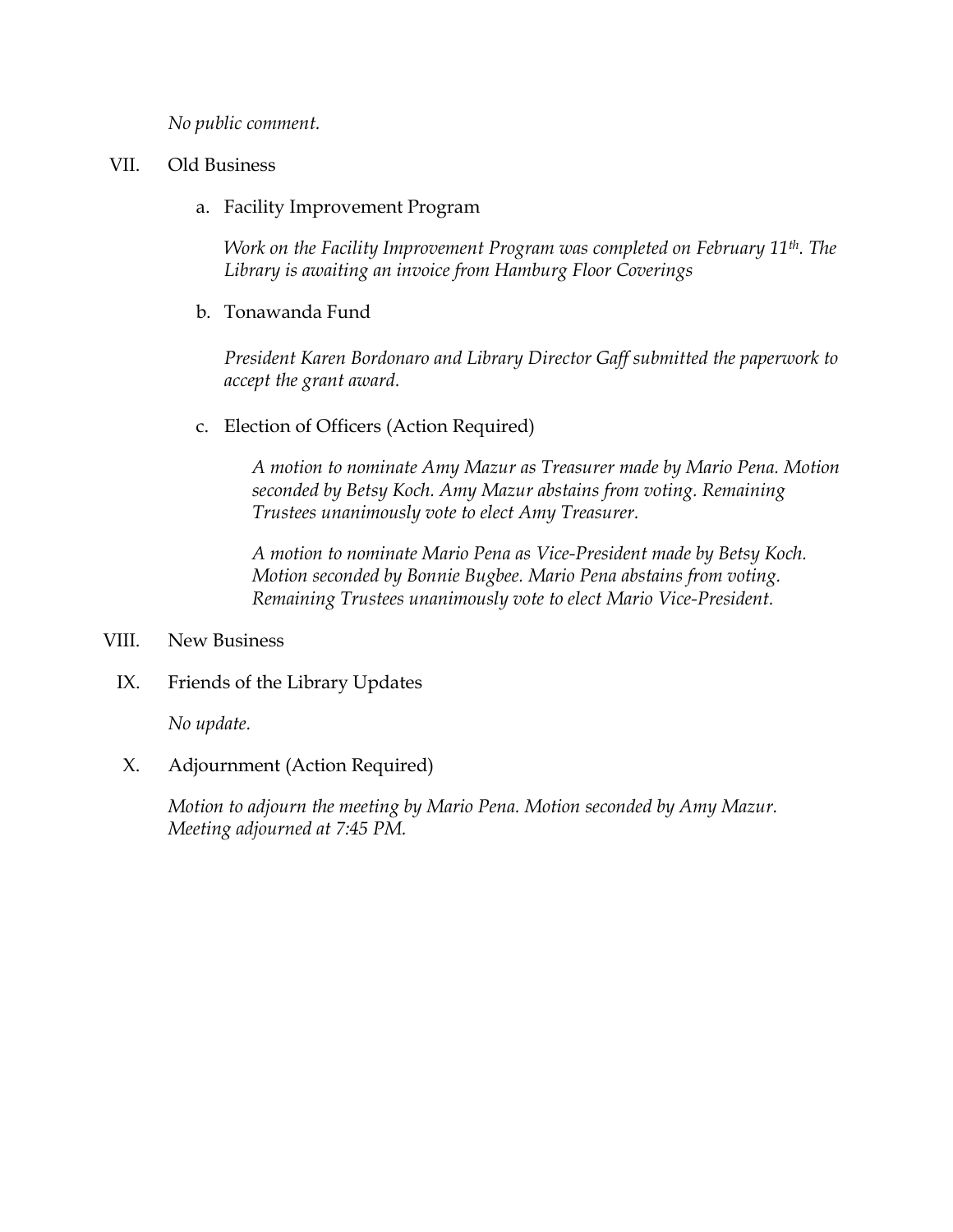*No public comment.*

VII. Old Business

a. Facility Improvement Program

*Work on the Facility Improvement Program was completed on February 11th. The Library is awaiting an invoice from Hamburg Floor Coverings*

b. Tonawanda Fund

*President Karen Bordonaro and Library Director Gaff submitted the paperwork to accept the grant award.*

c. Election of Officers (Action Required)

*A motion to nominate Amy Mazur as Treasurer made by Mario Pena. Motion seconded by Betsy Koch. Amy Mazur abstains from voting. Remaining Trustees unanimously vote to elect Amy Treasurer.*

*A motion to nominate Mario Pena as Vice-President made by Betsy Koch. Motion seconded by Bonnie Bugbee. Mario Pena abstains from voting. Remaining Trustees unanimously vote to elect Mario Vice-President.*

VIII. New Business

IX. Friends of the Library Updates

*No update.*

X. Adjournment (Action Required)

*Motion to adjourn the meeting by Mario Pena. Motion seconded by Amy Mazur. Meeting adjourned at 7:45 PM.*